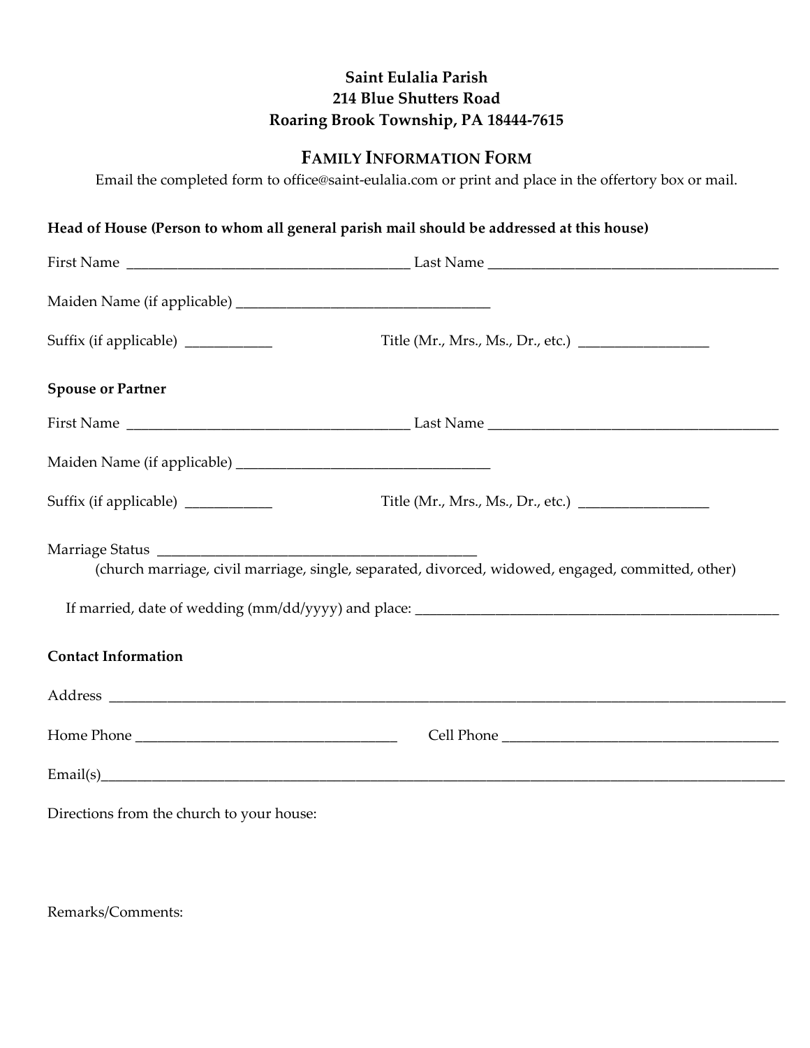**Saint Eulalia Parish**
**214 Blue Shutters Road**
**Roaring Brook Township, PA 18444-7615**

## FAMILY INFORMATION FORM

Email the completed form to office@saint-eulalia.com or print and place in the offertory box or mail.

**Head of House (Person to whom all general parish mail should be addressed at this house)**

First Name ______________________________________ Last Name ________________________________________

Maiden Name (if applicable) __________________________________

Suffix (if applicable) ___________ Title (Mr., Mrs., Ms., Dr., etc.) _________________

**Spouse or Partner**

First Name ______________________________________ Last Name ________________________________________

Maiden Name (if applicable) __________________________________

Suffix (if applicable) ___________ Title (Mr., Mrs., Ms., Dr., etc.) _________________

Marriage Status ___________________________________________
(church marriage, civil marriage, single, separated, divorced, widowed, engaged, committed, other)

If married, date of wedding (mm/dd/yyyy) and place: ___________________________________________________

**Contact Information**

Address ______________________________________________________________________________________________

Home Phone ___________________________________ Cell Phone ______________________________________

Email(s)______________________________________________________________________________________________

Directions from the church to your house:

Remarks/Comments: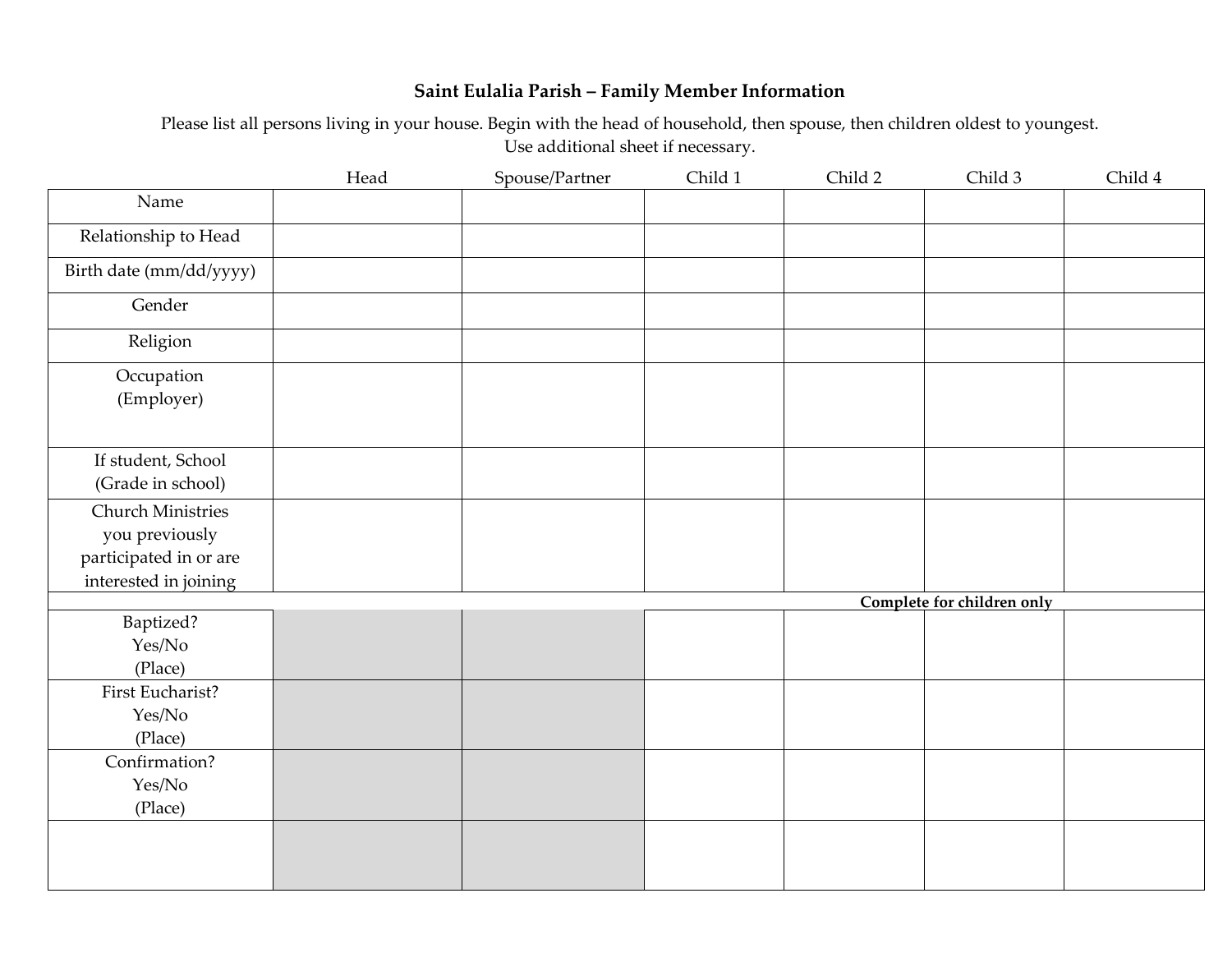## Saint Eulalia Parish – Family Member Information

Please list all persons living in your house. Begin with the head of household, then spouse, then children oldest to youngest. Use additional sheet if necessary.

| | Head | Spouse/Partner | Child 1 | Child 2 | Child 3 | Child 4 |
|---|---|---|---|---|---|---|
| Name | | | | | | |
| Relationship to Head | | | | | | |
| Birth date (mm/dd/yyyy) | | | | | | |
| Gender | | | | | | |
| Religion | | | | | | |
| Occupation (Employer) | | | | | | |
| If student, School (Grade in school) | | | | | | |
| Church Ministries you previously participated in or are interested in joining | | | | | | |
| **Complete for children only** | | | | | | |
| Baptized? Yes/No (Place) | | | | | | |
| First Eucharist? Yes/No (Place) | | | | | | |
| Confirmation? Yes/No (Place) | | | | | | |
| | | | | | | |